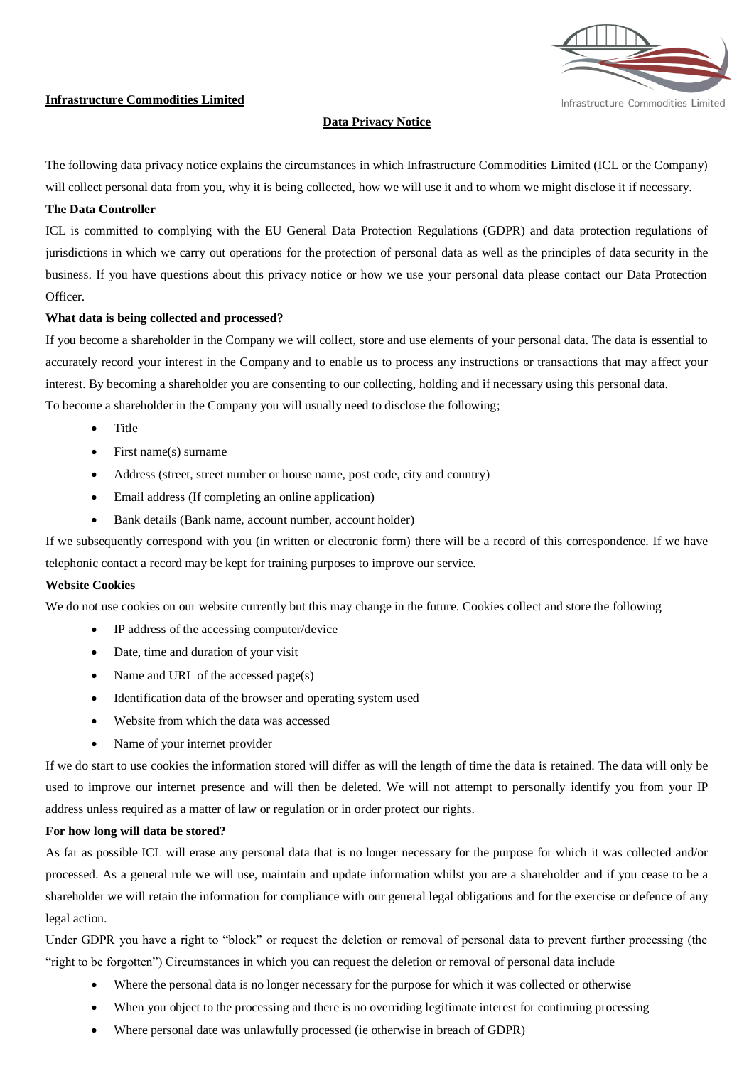**Infrastructure Commodities Limited**

## Data Privacy Notice

The following data privacy notice explains the circumstances in which Infrastructure Commodities Limited (ICL or the Company) will collect personal data from you, why it is being collected, how we will use it and to whom we might disclose it if necessary.

**The Data Controller**

ICL is committed to complying with the EU General Data Protection Regulations (GDPR) and data protection regulations of jurisdictions in which we carry out operations for the protection of personal data as well as the principles of data security in the business. If you have questions about this privacy notice or how we use your personal data please contact our Data Protection Officer.

**What data is being collected and processed?**

If you become a shareholder in the Company we will collect, store and use elements of your personal data. The data is essential to accurately record your interest in the Company and to enable us to process any instructions or transactions that may affect your interest. By becoming a shareholder you are consenting to our collecting, holding and if necessary using this personal data.

To become a shareholder in the Company you will usually need to disclose the following;

- Title
- First name(s) surname
- Address (street, street number or house name, post code, city and country)
- Email address (If completing an online application)
- Bank details (Bank name, account number, account holder)

If we subsequently correspond with you (in written or electronic form) there will be a record of this correspondence. If we have telephonic contact a record may be kept for training purposes to improve our service.

**Website Cookies**

We do not use cookies on our website currently but this may change in the future. Cookies collect and store the following

- IP address of the accessing computer/device
- Date, time and duration of your visit
- Name and URL of the accessed page(s)
- Identification data of the browser and operating system used
- Website from which the data was accessed
- Name of your internet provider

If we do start to use cookies the information stored will differ as will the length of time the data is retained. The data will only be used to improve our internet presence and will then be deleted. We will not attempt to personally identify you from your IP address unless required as a matter of law or regulation or in order protect our rights.

**For how long will data be stored?**

As far as possible ICL will erase any personal data that is no longer necessary for the purpose for which it was collected and/or processed. As a general rule we will use, maintain and update information whilst you are a shareholder and if you cease to be a shareholder we will retain the information for compliance with our general legal obligations and for the exercise or defence of any legal action.

Under GDPR you have a right to "block" or request the deletion or removal of personal data to prevent further processing (the "right to be forgotten") Circumstances in which you can request the deletion or removal of personal data include

- Where the personal data is no longer necessary for the purpose for which it was collected or otherwise
- When you object to the processing and there is no overriding legitimate interest for continuing processing
- Where personal date was unlawfully processed (ie otherwise in breach of GDPR)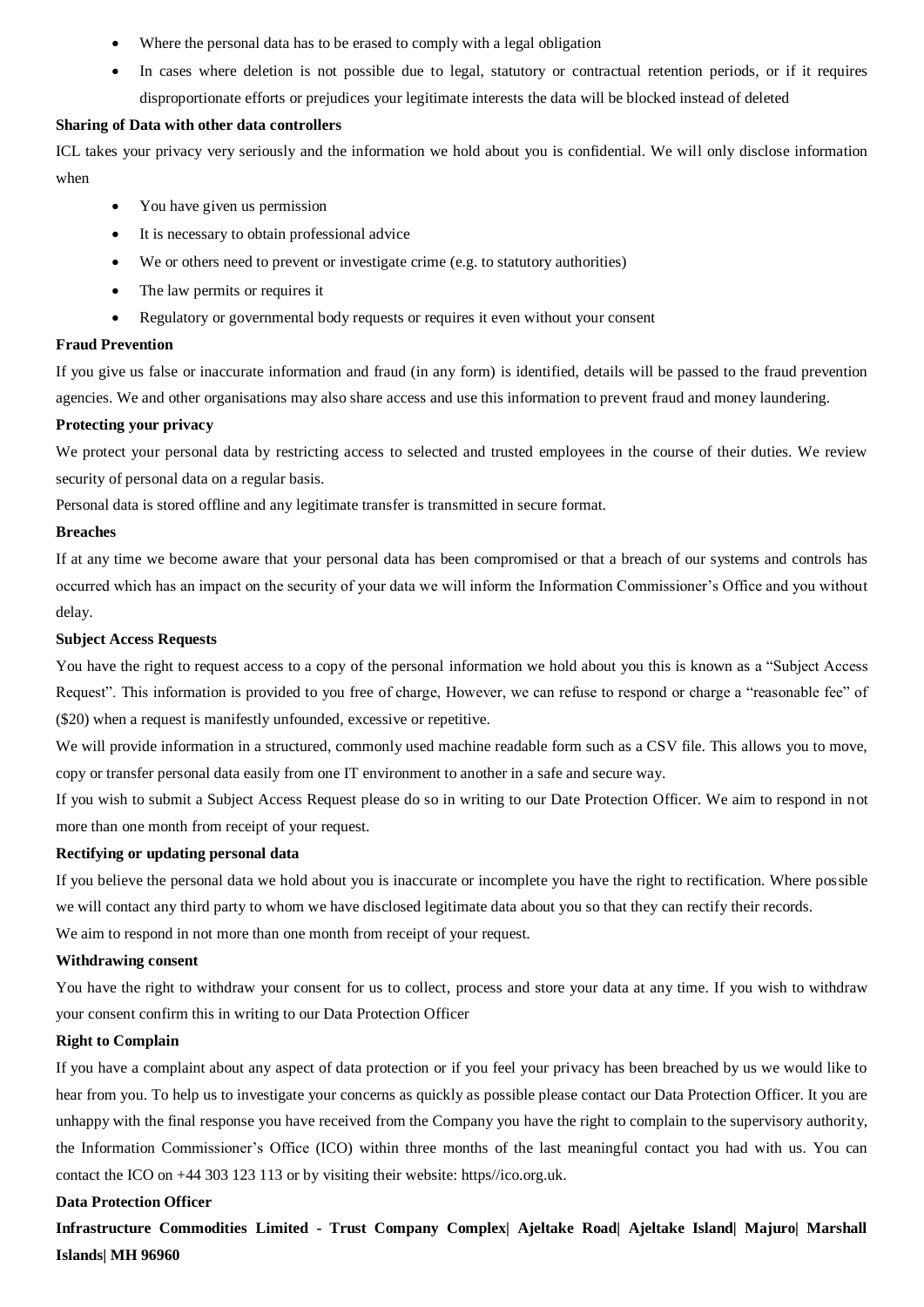- Where the personal data has to be erased to comply with a legal obligation
- In cases where deletion is not possible due to legal, statutory or contractual retention periods, or if it requires disproportionate efforts or prejudices your legitimate interests the data will be blocked instead of deleted

**Sharing of Data with other data controllers**

ICL takes your privacy very seriously and the information we hold about you is confidential. We will only disclose information when

- You have given us permission
- It is necessary to obtain professional advice
- We or others need to prevent or investigate crime (e.g. to statutory authorities)
- The law permits or requires it
- Regulatory or governmental body requests or requires it even without your consent

**Fraud Prevention**

If you give us false or inaccurate information and fraud (in any form) is identified, details will be passed to the fraud prevention agencies. We and other organisations may also share access and use this information to prevent fraud and money laundering.

**Protecting your privacy**

We protect your personal data by restricting access to selected and trusted employees in the course of their duties. We review security of personal data on a regular basis.

Personal data is stored offline and any legitimate transfer is transmitted in secure format.

**Breaches**

If at any time we become aware that your personal data has been compromised or that a breach of our systems and controls has occurred which has an impact on the security of your data we will inform the Information Commissioner's Office and you without delay.

**Subject Access Requests**

You have the right to request access to a copy of the personal information we hold about you this is known as a "Subject Access Request". This information is provided to you free of charge, However, we can refuse to respond or charge a "reasonable fee" of ($20) when a request is manifestly unfounded, excessive or repetitive.

We will provide information in a structured, commonly used machine readable form such as a CSV file. This allows you to move, copy or transfer personal data easily from one IT environment to another in a safe and secure way.

If you wish to submit a Subject Access Request please do so in writing to our Date Protection Officer. We aim to respond in not more than one month from receipt of your request.

**Rectifying or updating personal data**

If you believe the personal data we hold about you is inaccurate or incomplete you have the right to rectification. Where possible we will contact any third party to whom we have disclosed legitimate data about you so that they can rectify their records.

We aim to respond in not more than one month from receipt of your request.

**Withdrawing consent**

You have the right to withdraw your consent for us to collect, process and store your data at any time. If you wish to withdraw your consent confirm this in writing to our Data Protection Officer

**Right to Complain**

If you have a complaint about any aspect of data protection or if you feel your privacy has been breached by us we would like to hear from you. To help us to investigate your concerns as quickly as possible please contact our Data Protection Officer. It you are unhappy with the final response you have received from the Company you have the right to complain to the supervisory authority, the Information Commissioner's Office (ICO) within three months of the last meaningful contact you had with us. You can contact the ICO on +44 303 123 113 or by visiting their website: https//ico.org.uk.

**Data Protection Officer**

**Infrastructure Commodities Limited - Trust Company Complex| Ajeltake Road| Ajeltake Island| Majuro| Marshall Islands| MH 96960**